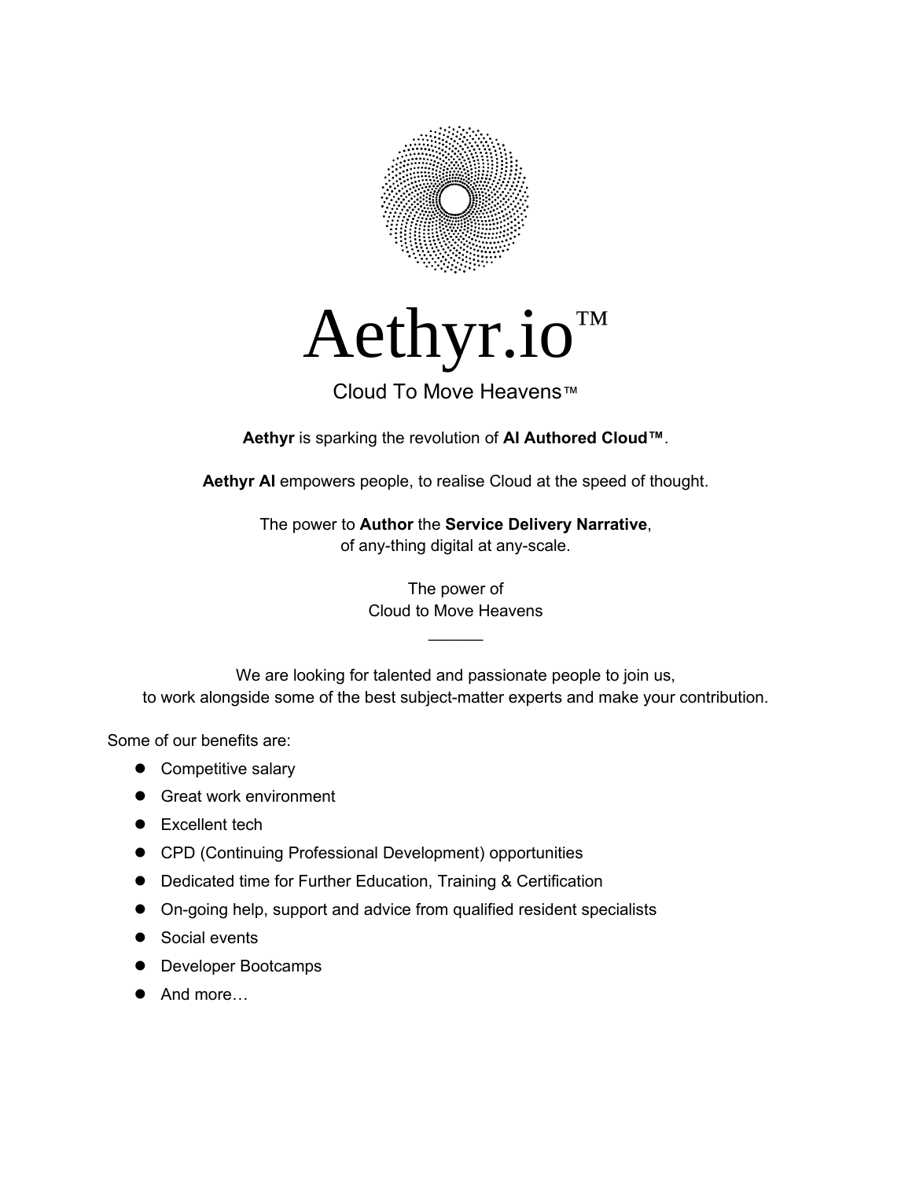# Aethyr.io™

Cloud To Move Heavens™

**Aethyr** is sparking the revolution of **AI Authored Cloud™**.

**Aethyr AI** empowers people, to realise Cloud at the speed of thought.

The power to **Author** the **Service Delivery Narrative**,
of any-thing digital at any-scale.

The power of
Cloud to Move Heavens

______

We are looking for talented and passionate people to join us,
to work alongside some of the best subject-matter experts and make your contribution.

Some of our benefits are:

- Competitive salary
- Great work environment
- Excellent tech
- CPD (Continuing Professional Development) opportunities
- Dedicated time for Further Education, Training & Certification
- On-going help, support and advice from qualified resident specialists
- Social events
- Developer Bootcamps
- And more…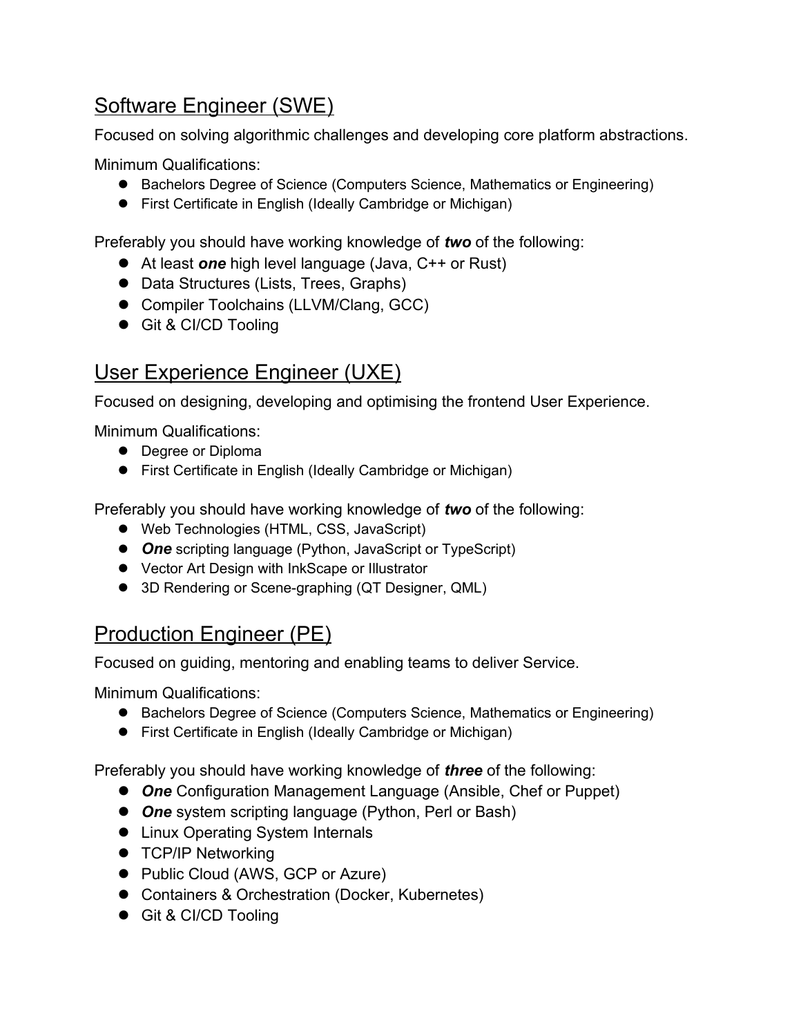## Software Engineer (SWE)

Focused on solving algorithmic challenges and developing core platform abstractions.

Minimum Qualifications:

- Bachelors Degree of Science (Computers Science, Mathematics or Engineering)
- First Certificate in English (Ideally Cambridge or Michigan)

Preferably you should have working knowledge of ***two*** of the following:

- At least ***one*** high level language (Java, C++ or Rust)
- Data Structures (Lists, Trees, Graphs)
- Compiler Toolchains (LLVM/Clang, GCC)
- Git & CI/CD Tooling

## User Experience Engineer (UXE)

Focused on designing, developing and optimising the frontend User Experience.

Minimum Qualifications:

- Degree or Diploma
- First Certificate in English (Ideally Cambridge or Michigan)

Preferably you should have working knowledge of ***two*** of the following:

- Web Technologies (HTML, CSS, JavaScript)
- ***One*** scripting language (Python, JavaScript or TypeScript)
- Vector Art Design with InkScape or Illustrator
- 3D Rendering or Scene-graphing (QT Designer, QML)

## Production Engineer (PE)

Focused on guiding, mentoring and enabling teams to deliver Service.

Minimum Qualifications:

- Bachelors Degree of Science (Computers Science, Mathematics or Engineering)
- First Certificate in English (Ideally Cambridge or Michigan)

Preferably you should have working knowledge of ***three*** of the following:

- ***One*** Configuration Management Language (Ansible, Chef or Puppet)
- ***One*** system scripting language (Python, Perl or Bash)
- Linux Operating System Internals
- TCP/IP Networking
- Public Cloud (AWS, GCP or Azure)
- Containers & Orchestration (Docker, Kubernetes)
- Git & CI/CD Tooling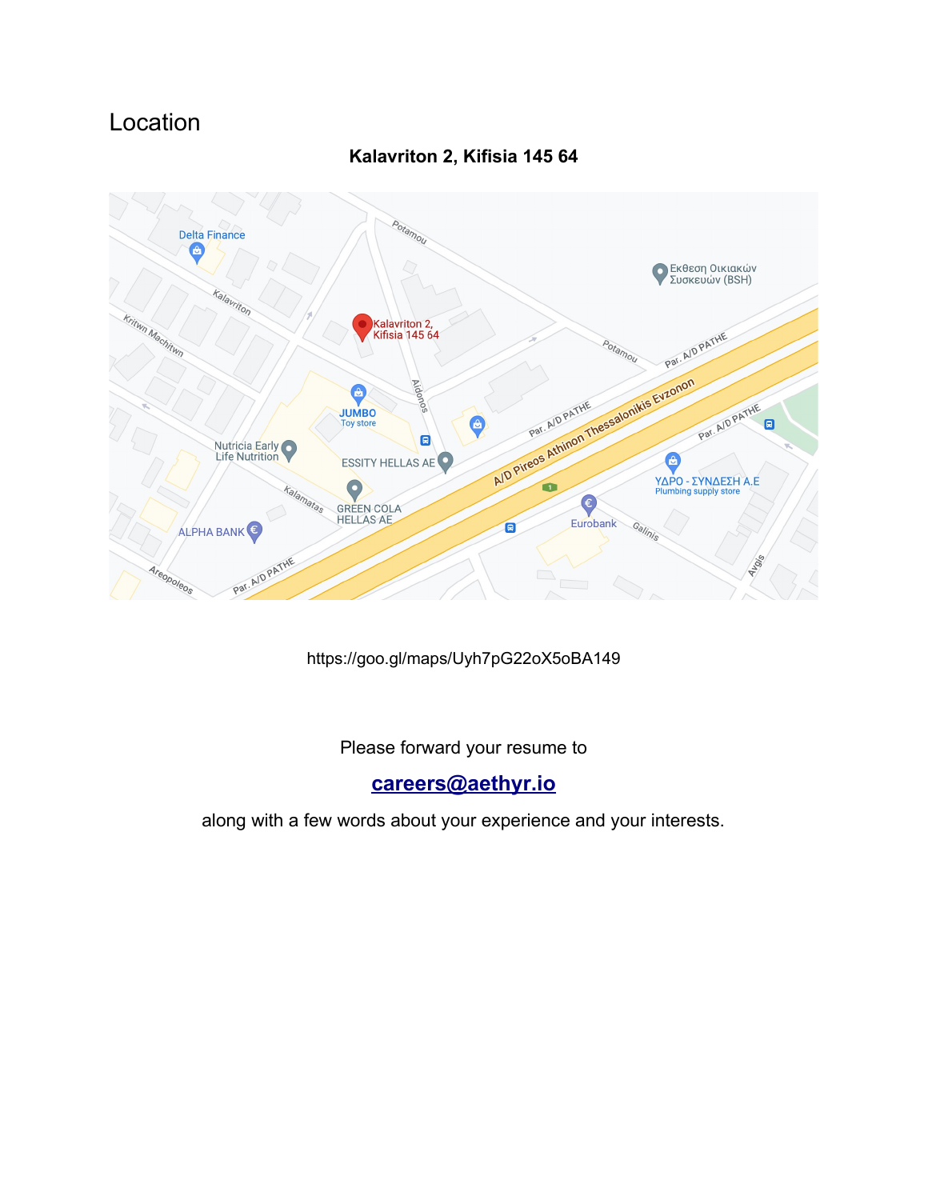## Location

**Kalavriton 2, Kifisia 145 64**

https://goo.gl/maps/Uyh7pG22oX5oBA149

Please forward your resume to

**careers@aethyr.io**

along with a few words about your experience and your interests.